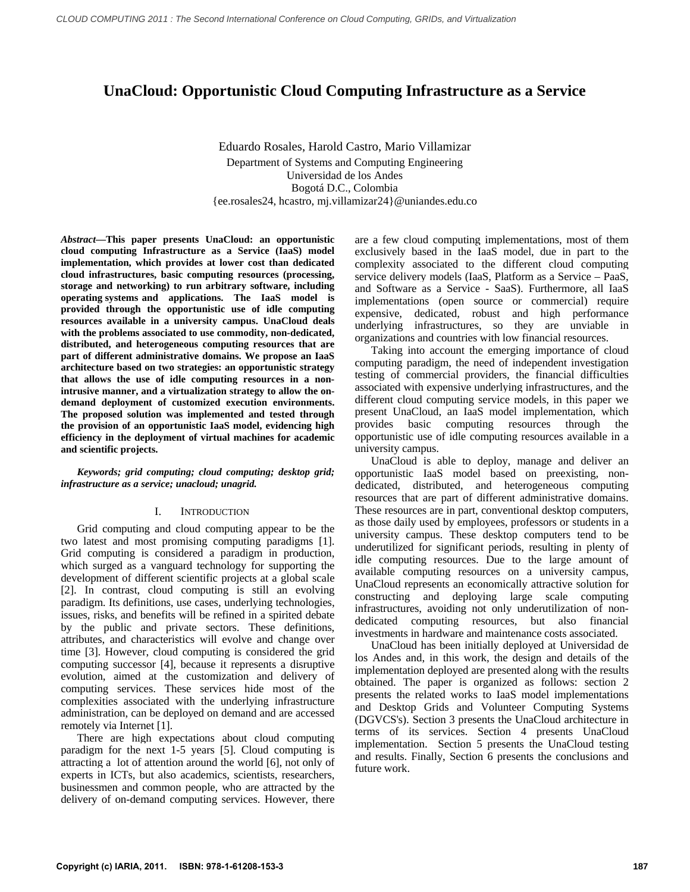# UnaCloud: Opportunistic Cloud Computing Infrastructure as a Service

Eduardo Rosales, Harold Castro, Mario Villamizar
Department of Systems and Computing Engineering
Universidad de los Andes
Bogotá D.C., Colombia
{ee.rosales24, hcastro, mj.villamizar24}@uniandes.edu.co

***Abstract*—This paper presents UnaCloud: an opportunistic cloud computing Infrastructure as a Service (IaaS) model implementation, which provides at lower cost than dedicated cloud infrastructures, basic computing resources (processing, storage and networking) to run arbitrary software, including operating systems and applications. The IaaS model is provided through the opportunistic use of idle computing resources available in a university campus. UnaCloud deals with the problems associated to use commodity, non-dedicated, distributed, and heterogeneous computing resources that are part of different administrative domains. We propose an IaaS architecture based on two strategies: an opportunistic strategy that allows the use of idle computing resources in a non-intrusive manner, and a virtualization strategy to allow the on-demand deployment of customized execution environments. The proposed solution was implemented and tested through the provision of an opportunistic IaaS model, evidencing high efficiency in the deployment of virtual machines for academic and scientific projects.**

***Keywords; grid computing; cloud computing; desktop grid; infrastructure as a service; unacloud; unagrid.***

## I. Introduction

Grid computing and cloud computing appear to be the two latest and most promising computing paradigms [1]. Grid computing is considered a paradigm in production, which surged as a vanguard technology for supporting the development of different scientific projects at a global scale [2]. In contrast, cloud computing is still an evolving paradigm. Its definitions, use cases, underlying technologies, issues, risks, and benefits will be refined in a spirited debate by the public and private sectors. These definitions, attributes, and characteristics will evolve and change over time [3]. However, cloud computing is considered the grid computing successor [4], because it represents a disruptive evolution, aimed at the customization and delivery of computing services. These services hide most of the complexities associated with the underlying infrastructure administration, can be deployed on demand and are accessed remotely via Internet [1].

There are high expectations about cloud computing paradigm for the next 1-5 years [5]. Cloud computing is attracting a lot of attention around the world [6], not only of experts in ICTs, but also academics, scientists, researchers, businessmen and common people, who are attracted by the delivery of on-demand computing services. However, there are a few cloud computing implementations, most of them exclusively based in the IaaS model, due in part to the complexity associated to the different cloud computing service delivery models (IaaS, Platform as a Service – PaaS, and Software as a Service - SaaS). Furthermore, all IaaS implementations (open source or commercial) require expensive, dedicated, robust and high performance underlying infrastructures, so they are unviable in organizations and countries with low financial resources.

Taking into account the emerging importance of cloud computing paradigm, the need of independent investigation testing of commercial providers, the financial difficulties associated with expensive underlying infrastructures, and the different cloud computing service models, in this paper we present UnaCloud, an IaaS model implementation, which provides basic computing resources through the opportunistic use of idle computing resources available in a university campus.

UnaCloud is able to deploy, manage and deliver an opportunistic IaaS model based on preexisting, non-dedicated, distributed, and heterogeneous computing resources that are part of different administrative domains. These resources are in part, conventional desktop computers, as those daily used by employees, professors or students in a university campus. These desktop computers tend to be underutilized for significant periods, resulting in plenty of idle computing resources. Due to the large amount of available computing resources on a university campus, UnaCloud represents an economically attractive solution for constructing and deploying large scale computing infrastructures, avoiding not only underutilization of non-dedicated computing resources, but also financial investments in hardware and maintenance costs associated.

UnaCloud has been initially deployed at Universidad de los Andes and, in this work, the design and details of the implementation deployed are presented along with the results obtained. The paper is organized as follows: section 2 presents the related works to IaaS model implementations and Desktop Grids and Volunteer Computing Systems (DGVCS's). Section 3 presents the UnaCloud architecture in terms of its services. Section 4 presents UnaCloud implementation. Section 5 presents the UnaCloud testing and results. Finally, Section 6 presents the conclusions and future work.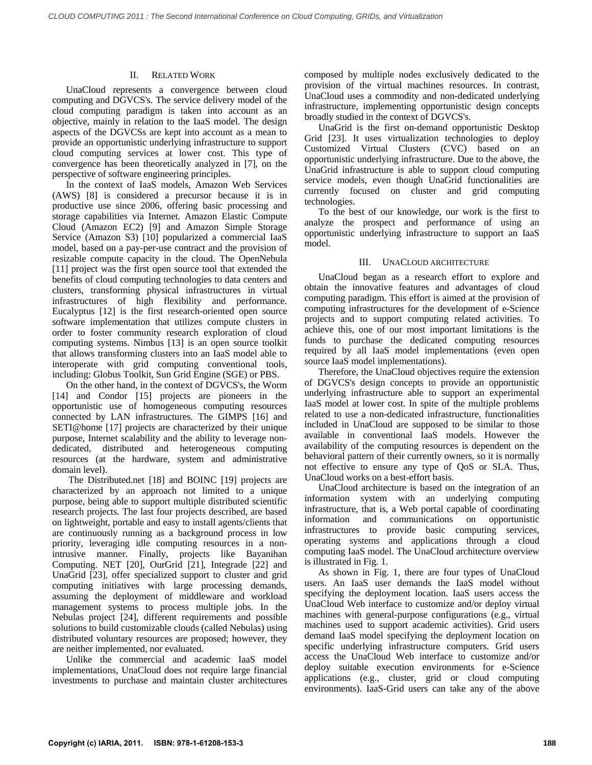## II. RELATED WORK

UnaCloud represents a convergence between cloud computing and DGVCS's. The service delivery model of the cloud computing paradigm is taken into account as an objective, mainly in relation to the IaaS model. The design aspects of the DGVCSs are kept into account as a mean to provide an opportunistic underlying infrastructure to support cloud computing services at lower cost. This type of convergence has been theoretically analyzed in [7], on the perspective of software engineering principles.

In the context of IaaS models, Amazon Web Services (AWS) [8] is considered a precursor because it is in productive use since 2006, offering basic processing and storage capabilities via Internet. Amazon Elastic Compute Cloud (Amazon EC2) [9] and Amazon Simple Storage Service (Amazon S3) [10] popularized a commercial IaaS model, based on a pay-per-use contract and the provision of resizable compute capacity in the cloud. The OpenNebula [11] project was the first open source tool that extended the benefits of cloud computing technologies to data centers and clusters, transforming physical infrastructures in virtual infrastructures of high flexibility and performance. Eucalyptus [12] is the first research-oriented open source software implementation that utilizes compute clusters in order to foster community research exploration of cloud computing systems. Nimbus [13] is an open source toolkit that allows transforming clusters into an IaaS model able to interoperate with grid computing conventional tools, including: Globus Toolkit, Sun Grid Engine (SGE) or PBS.

On the other hand, in the context of DGVCS's, the Worm [14] and Condor [15] projects are pioneers in the opportunistic use of homogeneous computing resources connected by LAN infrastructures. The GIMPS [16] and SETI@home [17] projects are characterized by their unique purpose, Internet scalability and the ability to leverage non-dedicated, distributed and heterogeneous computing resources (at the hardware, system and administrative domain level).

The Distributed.net [18] and BOINC [19] projects are characterized by an approach not limited to a unique purpose, being able to support multiple distributed scientific research projects. The last four projects described, are based on lightweight, portable and easy to install agents/clients that are continuously running as a background process in low priority, leveraging idle computing resources in a non-intrusive manner. Finally, projects like Bayanihan Computing. NET [20], OurGrid [21], Integrade [22] and UnaGrid [23], offer specialized support to cluster and grid computing initiatives with large processing demands, assuming the deployment of middleware and workload management systems to process multiple jobs. In the Nebulas project [24], different requirements and possible solutions to build customizable clouds (called Nebulas) using distributed voluntary resources are proposed; however, they are neither implemented, nor evaluated.

Unlike the commercial and academic IaaS model implementations, UnaCloud does not require large financial investments to purchase and maintain cluster architectures composed by multiple nodes exclusively dedicated to the provision of the virtual machines resources. In contrast, UnaCloud uses a commodity and non-dedicated underlying infrastructure, implementing opportunistic design concepts broadly studied in the context of DGVCS's.

UnaGrid is the first on-demand opportunistic Desktop Grid [23]. It uses virtualization technologies to deploy Customized Virtual Clusters (CVC) based on an opportunistic underlying infrastructure. Due to the above, the UnaGrid infrastructure is able to support cloud computing service models, even though UnaGrid functionalities are currently focused on cluster and grid computing technologies.

To the best of our knowledge, our work is the first to analyze the prospect and performance of using an opportunistic underlying infrastructure to support an IaaS model.

## III. UNACLOUD ARCHITECTURE

UnaCloud began as a research effort to explore and obtain the innovative features and advantages of cloud computing paradigm. This effort is aimed at the provision of computing infrastructures for the development of e-Science projects and to support computing related activities. To achieve this, one of our most important limitations is the funds to purchase the dedicated computing resources required by all IaaS model implementations (even open source IaaS model implementations).

Therefore, the UnaCloud objectives require the extension of DGVCS's design concepts to provide an opportunistic underlying infrastructure able to support an experimental IaaS model at lower cost. In spite of the multiple problems related to use a non-dedicated infrastructure, functionalities included in UnaCloud are supposed to be similar to those available in conventional IaaS models. However the availability of the computing resources is dependent on the behavioral pattern of their currently owners, so it is normally not effective to ensure any type of QoS or SLA. Thus, UnaCloud works on a best-effort basis.

UnaCloud architecture is based on the integration of an information system with an underlying computing infrastructure, that is, a Web portal capable of coordinating information and communications on opportunistic infrastructures to provide basic computing services, operating systems and applications through a cloud computing IaaS model. The UnaCloud architecture overview is illustrated in Fig. 1.

As shown in Fig. 1, there are four types of UnaCloud users. An IaaS user demands the IaaS model without specifying the deployment location. IaaS users access the UnaCloud Web interface to customize and/or deploy virtual machines with general-purpose configurations (e.g., virtual machines used to support academic activities). Grid users demand IaaS model specifying the deployment location on specific underlying infrastructure computers. Grid users access the UnaCloud Web interface to customize and/or deploy suitable execution environments for e-Science applications (e.g., cluster, grid or cloud computing environments). IaaS-Grid users can take any of the above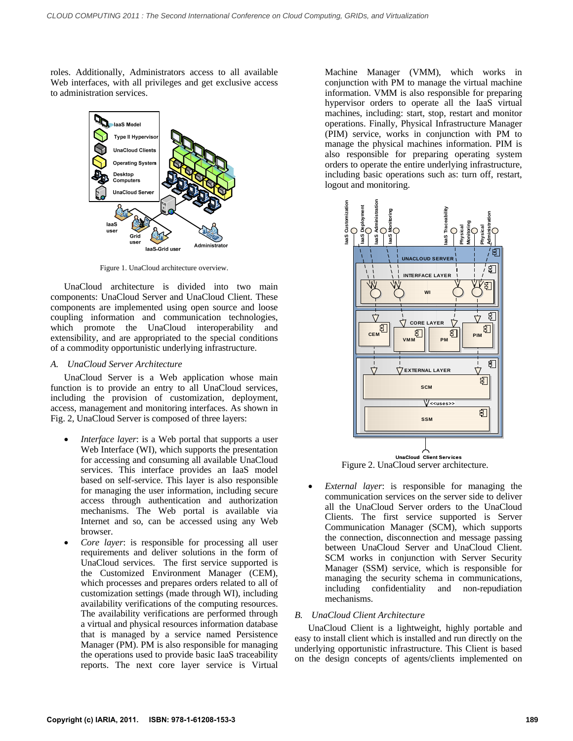roles. Additionally, Administrators access to all available Web interfaces, with all privileges and get exclusive access to administration services.

Figure 1. UnaCloud architecture overview.

UnaCloud architecture is divided into two main components: UnaCloud Server and UnaCloud Client. These components are implemented using open source and loose coupling information and communication technologies, which promote the UnaCloud interoperability and extensibility, and are appropriated to the special conditions of a commodity opportunistic underlying infrastructure.

### *A. UnaCloud Server Architecture*

UnaCloud Server is a Web application whose main function is to provide an entry to all UnaCloud services, including the provision of customization, deployment, access, management and monitoring interfaces. As shown in Fig. 2, UnaCloud Server is composed of three layers:

- *Interface layer*: is a Web portal that supports a user Web Interface (WI), which supports the presentation for accessing and consuming all available UnaCloud services. This interface provides an IaaS model based on self-service. This layer is also responsible for managing the user information, including secure access through authentication and authorization mechanisms. The Web portal is available via Internet and so, can be accessed using any Web browser.
- *Core layer*: is responsible for processing all user requirements and deliver solutions in the form of UnaCloud services. The first service supported is the Customized Environment Manager (CEM), which processes and prepares orders related to all of customization settings (made through WI), including availability verifications of the computing resources. The availability verifications are performed through a virtual and physical resources information database that is managed by a service named Persistence Manager (PM). PM is also responsible for managing the operations used to provide basic IaaS traceability reports. The next core layer service is Virtual Machine Manager (VMM), which works in conjunction with PM to manage the virtual machine information. VMM is also responsible for preparing hypervisor orders to operate all the IaaS virtual machines, including: start, stop, restart and monitor operations. Finally, Physical Infrastructure Manager (PIM) service, works in conjunction with PM to manage the physical machines information. PIM is also responsible for preparing operating system orders to operate the entire underlying infrastructure, including basic operations such as: turn off, restart, logout and monitoring.

Figure 2. UnaCloud server architecture.

- *External layer*: is responsible for managing the communication services on the server side to deliver all the UnaCloud Server orders to the UnaCloud Clients. The first service supported is Server Communication Manager (SCM), which supports the connection, disconnection and message passing between UnaCloud Server and UnaCloud Client. SCM works in conjunction with Server Security Manager (SSM) service, which is responsible for managing the security schema in communications, including confidentiality and non-repudiation mechanisms.

### *B. UnaCloud Client Architecture*

UnaCloud Client is a lightweight, highly portable and easy to install client which is installed and run directly on the underlying opportunistic infrastructure. This Client is based on the design concepts of agents/clients implemented on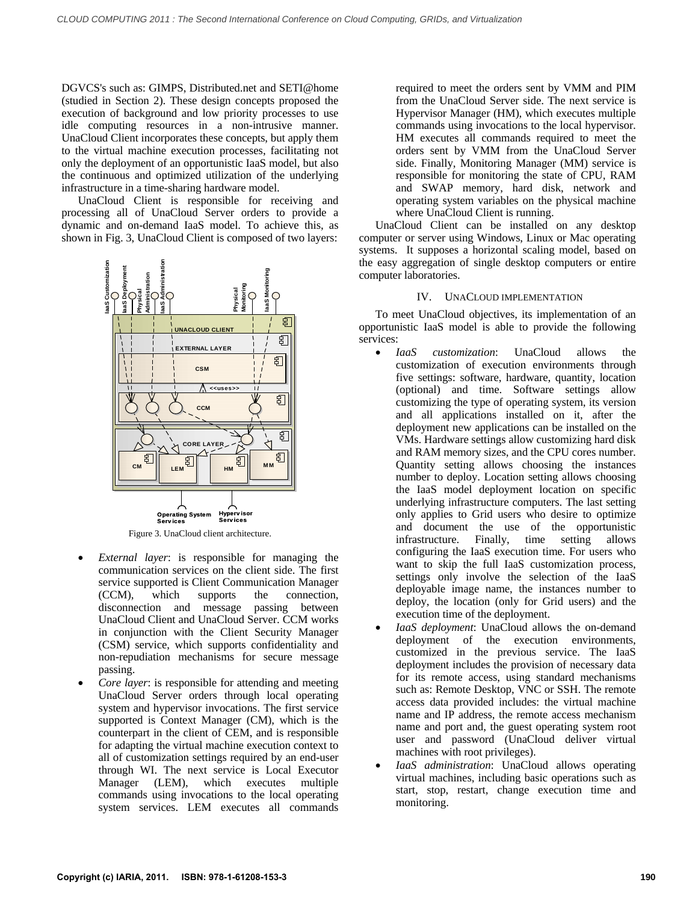DGVCS's such as: GIMPS, Distributed.net and SETI@home (studied in Section 2). These design concepts proposed the execution of background and low priority processes to use idle computing resources in a non-intrusive manner. UnaCloud Client incorporates these concepts, but apply them to the virtual machine execution processes, facilitating not only the deployment of an opportunistic IaaS model, but also the continuous and optimized utilization of the underlying infrastructure in a time-sharing hardware model.

UnaCloud Client is responsible for receiving and processing all of UnaCloud Server orders to provide a dynamic and on-demand IaaS model. To achieve this, as shown in Fig. 3, UnaCloud Client is composed of two layers:

Figure 3. UnaCloud client architecture.

- *External layer*: is responsible for managing the communication services on the client side. The first service supported is Client Communication Manager (CCM), which supports the connection, disconnection and message passing between UnaCloud Client and UnaCloud Server. CCM works in conjunction with the Client Security Manager (CSM) service, which supports confidentiality and non-repudiation mechanisms for secure message passing.
- *Core layer*: is responsible for attending and meeting UnaCloud Server orders through local operating system and hypervisor invocations. The first service supported is Context Manager (CM), which is the counterpart in the client of CEM, and is responsible for adapting the virtual machine execution context to all of customization settings required by an end-user through WI. The next service is Local Executor Manager (LEM), which executes multiple commands using invocations to the local operating system services. LEM executes all commands required to meet the orders sent by VMM and PIM from the UnaCloud Server side. The next service is Hypervisor Manager (HM), which executes multiple commands using invocations to the local hypervisor. HM executes all commands required to meet the orders sent by VMM from the UnaCloud Server side. Finally, Monitoring Manager (MM) service is responsible for monitoring the state of CPU, RAM and SWAP memory, hard disk, network and operating system variables on the physical machine where UnaCloud Client is running.

UnaCloud Client can be installed on any desktop computer or server using Windows, Linux or Mac operating systems. It supposes a horizontal scaling model, based on the easy aggregation of single desktop computers or entire computer laboratories.

## IV. UNACLOUD IMPLEMENTATION

To meet UnaCloud objectives, its implementation of an opportunistic IaaS model is able to provide the following services:

- *IaaS customization*: UnaCloud allows the customization of execution environments through five settings: software, hardware, quantity, location (optional) and time. Software settings allow customizing the type of operating system, its version and all applications installed on it, after the deployment new applications can be installed on the VMs. Hardware settings allow customizing hard disk and RAM memory sizes, and the CPU cores number. Quantity setting allows choosing the instances number to deploy. Location setting allows choosing the IaaS model deployment location on specific underlying infrastructure computers. The last setting only applies to Grid users who desire to optimize and document the use of the opportunistic infrastructure. Finally, time setting allows configuring the IaaS execution time. For users who want to skip the full IaaS customization process, settings only involve the selection of the IaaS deployable image name, the instances number to deploy, the location (only for Grid users) and the execution time of the deployment.
- *IaaS deployment*: UnaCloud allows the on-demand deployment of the execution environments, customized in the previous service. The IaaS deployment includes the provision of necessary data for its remote access, using standard mechanisms such as: Remote Desktop, VNC or SSH. The remote access data provided includes: the virtual machine name and IP address, the remote access mechanism name and port and, the guest operating system root user and password (UnaCloud deliver virtual machines with root privileges).
- *IaaS administration*: UnaCloud allows operating virtual machines, including basic operations such as start, stop, restart, change execution time and monitoring.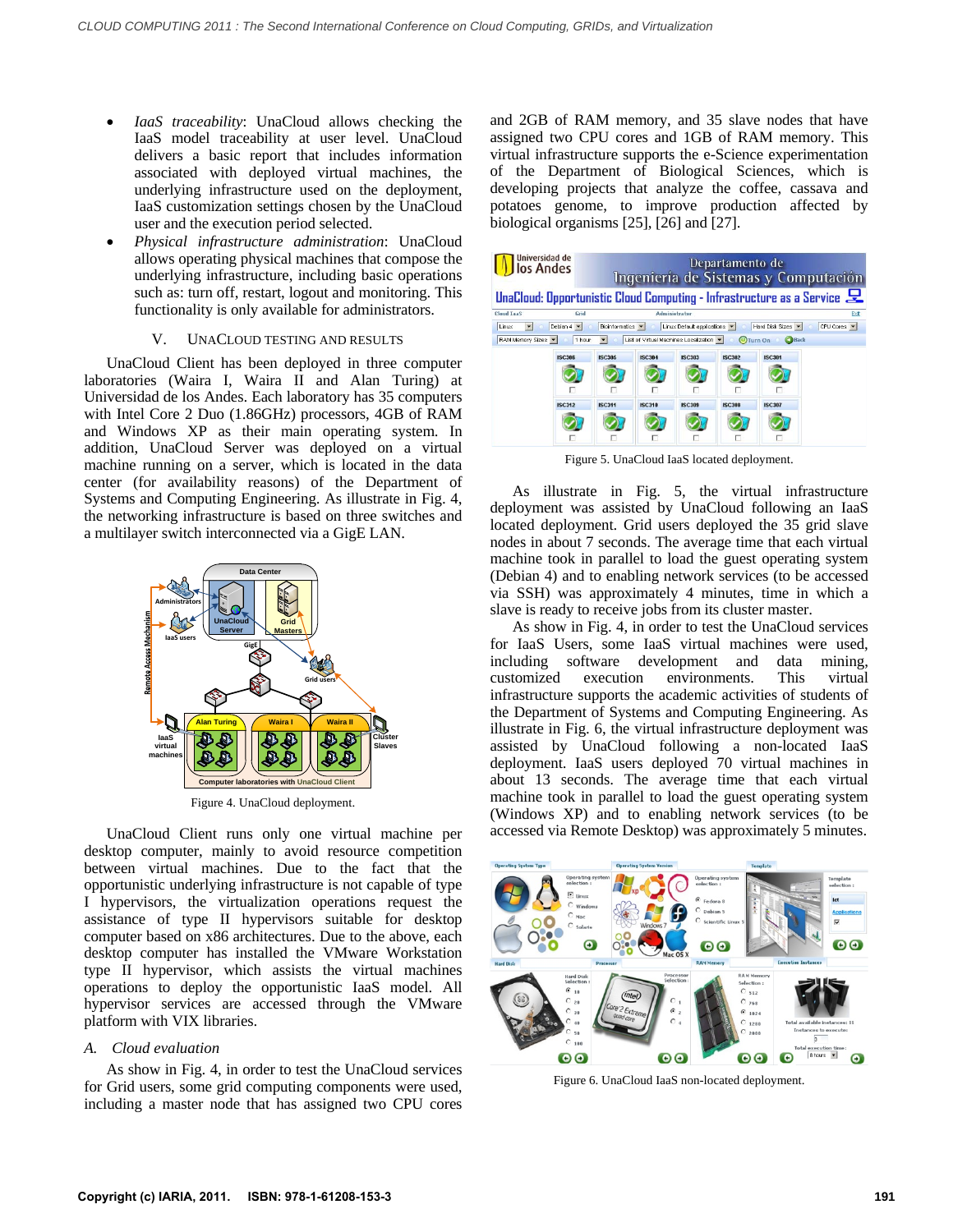- *IaaS traceability*: UnaCloud allows checking the IaaS model traceability at user level. UnaCloud delivers a basic report that includes information associated with deployed virtual machines, the underlying infrastructure used on the deployment, IaaS customization settings chosen by the UnaCloud user and the execution period selected.
- *Physical infrastructure administration*: UnaCloud allows operating physical machines that compose the underlying infrastructure, including basic operations such as: turn off, restart, logout and monitoring. This functionality is only available for administrators.

## V. UNACLOUD TESTING AND RESULTS

UnaCloud Client has been deployed in three computer laboratories (Waira I, Waira II and Alan Turing) at Universidad de los Andes. Each laboratory has 35 computers with Intel Core 2 Duo (1.86GHz) processors, 4GB of RAM and Windows XP as their main operating system. In addition, UnaCloud Server was deployed on a virtual machine running on a server, which is located in the data center (for availability reasons) of the Department of Systems and Computing Engineering. As illustrate in Fig. 4, the networking infrastructure is based on three switches and a multilayer switch interconnected via a GigE LAN.

Figure 4. UnaCloud deployment.

UnaCloud Client runs only one virtual machine per desktop computer, mainly to avoid resource competition between virtual machines. Due to the fact that the opportunistic underlying infrastructure is not capable of type I hypervisors, the virtualization operations request the assistance of type II hypervisors suitable for desktop computer based on x86 architectures. Due to the above, each desktop computer has installed the VMware Workstation type II hypervisor, which assists the virtual machines operations to deploy the opportunistic IaaS model. All hypervisor services are accessed through the VMware platform with VIX libraries.

### *A. Cloud evaluation*

As show in Fig. 4, in order to test the UnaCloud services for Grid users, some grid computing components were used, including a master node that has assigned two CPU cores and 2GB of RAM memory, and 35 slave nodes that have assigned two CPU cores and 1GB of RAM memory. This virtual infrastructure supports the e-Science experimentation of the Department of Biological Sciences, which is developing projects that analyze the coffee, cassava and potatoes genome, to improve production affected by biological organisms [25], [26] and [27].

Figure 5. UnaCloud IaaS located deployment.

As illustrate in Fig. 5, the virtual infrastructure deployment was assisted by UnaCloud following an IaaS located deployment. Grid users deployed the 35 grid slave nodes in about 7 seconds. The average time that each virtual machine took in parallel to load the guest operating system (Debian 4) and to enabling network services (to be accessed via SSH) was approximately 4 minutes, time in which a slave is ready to receive jobs from its cluster master.

As show in Fig. 4, in order to test the UnaCloud services for IaaS Users, some IaaS virtual machines were used, including software development and data mining, customized execution environments. This virtual infrastructure supports the academic activities of students of the Department of Systems and Computing Engineering. As illustrate in Fig. 6, the virtual infrastructure deployment was assisted by UnaCloud following a non-located IaaS deployment. IaaS users deployed 70 virtual machines in about 13 seconds. The average time that each virtual machine took in parallel to load the guest operating system (Windows XP) and to enabling network services (to be accessed via Remote Desktop) was approximately 5 minutes.

Figure 6. UnaCloud IaaS non-located deployment.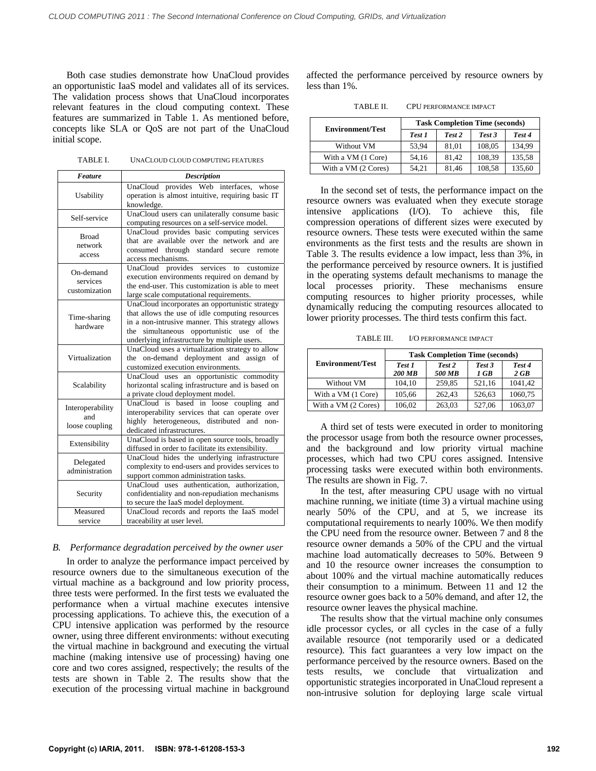Both case studies demonstrate how UnaCloud provides an opportunistic IaaS model and validates all of its services. The validation process shows that UnaCloud incorporates relevant features in the cloud computing context. These features are summarized in Table 1. As mentioned before, concepts like SLA or QoS are not part of the UnaCloud initial scope.

TABLE I. UNACLOUD CLOUD COMPUTING FEATURES

| *Feature* | *Description* |
|---|---|
| Usability | UnaCloud provides Web interfaces, whose operation is almost intuitive, requiring basic IT knowledge. |
| Self-service | UnaCloud users can unilaterally consume basic computing resources on a self-service model. |
| Broad network access | UnaCloud provides basic computing services that are available over the network and are consumed through standard secure remote access mechanisms. |
| On-demand services customization | UnaCloud provides services to customize execution environments required on demand by the end-user. This customization is able to meet large scale computational requirements. |
| Time-sharing hardware | UnaCloud incorporates an opportunistic strategy that allows the use of idle computing resources in a non-intrusive manner. This strategy allows the simultaneous opportunistic use of the underlying infrastructure by multiple users. |
| Virtualization | UnaCloud uses a virtualization strategy to allow the on-demand deployment and assign of customized execution environments. |
| Scalability | UnaCloud uses an opportunistic commodity horizontal scaling infrastructure and is based on a private cloud deployment model. |
| Interoperability and loose coupling | UnaCloud is based in loose coupling and interoperability services that can operate over highly heterogeneous, distributed and non-dedicated infrastructures. |
| Extensibility | UnaCloud is based in open source tools, broadly diffused in order to facilitate its extensibility. |
| Delegated administration | UnaCloud hides the underlying infrastructure complexity to end-users and provides services to support common administration tasks. |
| Security | UnaCloud uses authentication, authorization, confidentiality and non-repudiation mechanisms to secure the IaaS model deployment. |
| Measured service | UnaCloud records and reports the IaaS model traceability at user level. |

### *B. Performance degradation perceived by the owner user*

In order to analyze the performance impact perceived by resource owners due to the simultaneous execution of the virtual machine as a background and low priority process, three tests were performed. In the first tests we evaluated the performance when a virtual machine executes intensive processing applications. To achieve this, the execution of a CPU intensive application was performed by the resource owner, using three different environments: without executing the virtual machine in background and executing the virtual machine (making intensive use of processing) having one core and two cores assigned, respectively; the results of the tests are shown in Table 2. The results show that the execution of the processing virtual machine in background affected the performance perceived by resource owners by less than 1%.

TABLE II. CPU PERFORMANCE IMPACT

| **Environment/Test** | **Task Completion Time (seconds)** | | | |
|---|---|---|---|---|
| | ***Test 1*** | ***Test 2*** | ***Test 3*** | ***Test 4*** |
| Without VM | 53,94 | 81,01 | 108,05 | 134,99 |
| With a VM (1 Core) | 54,16 | 81,42 | 108,39 | 135,58 |
| With a VM (2 Cores) | 54,21 | 81,46 | 108,58 | 135,60 |

In the second set of tests, the performance impact on the resource owners was evaluated when they execute storage intensive applications (I/O). To achieve this, file compression operations of different sizes were executed by resource owners. These tests were executed within the same environments as the first tests and the results are shown in Table 3. The results evidence a low impact, less than 3%, in the performance perceived by resource owners. It is justified in the operating systems default mechanisms to manage the local processes priority. These mechanisms ensure computing resources to higher priority processes, while dynamically reducing the computing resources allocated to lower priority processes. The third tests confirm this fact.

TABLE III. I/O PERFORMANCE IMPACT

| **Environment/Test** | **Task Completion Time (seconds)** | | | |
|---|---|---|---|---|
| | ***Test 1 200 MB*** | ***Test 2 500 MB*** | ***Test 3 1 GB*** | ***Test 4 2 GB*** |
| Without VM | 104,10 | 259,85 | 521,16 | 1041,42 |
| With a VM (1 Core) | 105,66 | 262,43 | 526,63 | 1060,75 |
| With a VM (2 Cores) | 106,02 | 263,03 | 527,06 | 1063,07 |

A third set of tests were executed in order to monitoring the processor usage from both the resource owner processes, and the background and low priority virtual machine processes, which had two CPU cores assigned. Intensive processing tasks were executed within both environments. The results are shown in Fig. 7.

In the test, after measuring CPU usage with no virtual machine running, we initiate (time 3) a virtual machine using nearly 50% of the CPU, and at 5, we increase its computational requirements to nearly 100%. We then modify the CPU need from the resource owner. Between 7 and 8 the resource owner demands a 50% of the CPU and the virtual machine load automatically decreases to 50%. Between 9 and 10 the resource owner increases the consumption to about 100% and the virtual machine automatically reduces their consumption to a minimum. Between 11 and 12 the resource owner goes back to a 50% demand, and after 12, the resource owner leaves the physical machine.

The results show that the virtual machine only consumes idle processor cycles, or all cycles in the case of a fully available resource (not temporarily used or a dedicated resource). This fact guarantees a very low impact on the performance perceived by the resource owners. Based on the tests results, we conclude that virtualization and opportunistic strategies incorporated in UnaCloud represent a non-intrusive solution for deploying large scale virtual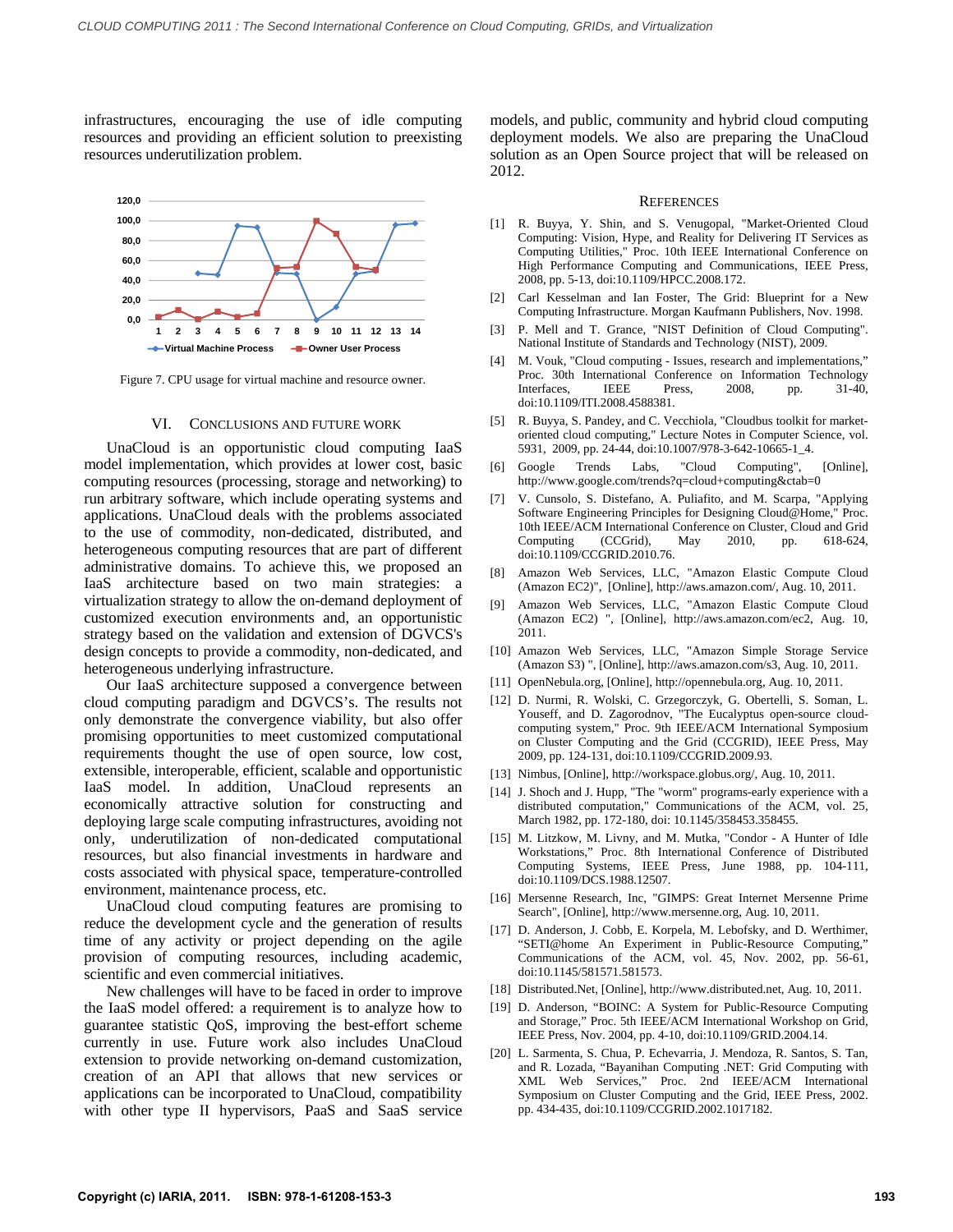infrastructures, encouraging the use of idle computing resources and providing an efficient solution to preexisting resources underutilization problem.

Figure 7. CPU usage for virtual machine and resource owner.

## VI. Conclusions and Future Work

UnaCloud is an opportunistic cloud computing IaaS model implementation, which provides at lower cost, basic computing resources (processing, storage and networking) to run arbitrary software, which include operating systems and applications. UnaCloud deals with the problems associated to the use of commodity, non-dedicated, distributed, and heterogeneous computing resources that are part of different administrative domains. To achieve this, we proposed an IaaS architecture based on two main strategies: a virtualization strategy to allow the on-demand deployment of customized execution environments and, an opportunistic strategy based on the validation and extension of DGVCS's design concepts to provide a commodity, non-dedicated, and heterogeneous underlying infrastructure.

Our IaaS architecture supposed a convergence between cloud computing paradigm and DGVCS's. The results not only demonstrate the convergence viability, but also offer promising opportunities to meet customized computational requirements thought the use of open source, low cost, extensible, interoperable, efficient, scalable and opportunistic IaaS model. In addition, UnaCloud represents an economically attractive solution for constructing and deploying large scale computing infrastructures, avoiding not only, underutilization of non-dedicated computational resources, but also financial investments in hardware and costs associated with physical space, temperature-controlled environment, maintenance process, etc.

UnaCloud cloud computing features are promising to reduce the development cycle and the generation of results time of any activity or project depending on the agile provision of computing resources, including academic, scientific and even commercial initiatives.

New challenges will have to be faced in order to improve the IaaS model offered: a requirement is to analyze how to guarantee statistic QoS, improving the best-effort scheme currently in use. Future work also includes UnaCloud extension to provide networking on-demand customization, creation of an API that allows that new services or applications can be incorporated to UnaCloud, compatibility with other type II hypervisors, PaaS and SaaS service models, and public, community and hybrid cloud computing deployment models. We also are preparing the UnaCloud solution as an Open Source project that will be released on 2012.

## References

[1] R. Buyya, Y. Shin, and S. Venugopal, "Market-Oriented Cloud Computing: Vision, Hype, and Reality for Delivering IT Services as Computing Utilities," Proc. 10th IEEE International Conference on High Performance Computing and Communications, IEEE Press, 2008, pp. 5-13, doi:10.1109/HPCC.2008.172.

[2] Carl Kesselman and Ian Foster, The Grid: Blueprint for a New Computing Infrastructure. Morgan Kaufmann Publishers, Nov. 1998.

[3] P. Mell and T. Grance, "NIST Definition of Cloud Computing". National Institute of Standards and Technology (NIST), 2009.

[4] M. Vouk, "Cloud computing - Issues, research and implementations," Proc. 30th International Conference on Information Technology Interfaces, IEEE Press, 2008, pp. 31-40, doi:10.1109/ITI.2008.4588381.

[5] R. Buyya, S. Pandey, and C. Vecchiola, "Cloudbus toolkit for market-oriented cloud computing," Lecture Notes in Computer Science, vol. 5931, 2009, pp. 24-44, doi:10.1007/978-3-642-10665-1_4.

[6] Google Trends Labs, "Cloud Computing", [Online], http://www.google.com/trends?q=cloud+computing&ctab=0

[7] V. Cunsolo, S. Distefano, A. Puliafito, and M. Scarpa, "Applying Software Engineering Principles for Designing Cloud@Home," Proc. 10th IEEE/ACM International Conference on Cluster, Cloud and Grid Computing (CCGrid), May 2010, pp. 618-624, doi:10.1109/CCGRID.2010.76.

[8] Amazon Web Services, LLC, "Amazon Elastic Compute Cloud (Amazon EC2)", [Online], http://aws.amazon.com/, Aug. 10, 2011.

[9] Amazon Web Services, LLC, "Amazon Elastic Compute Cloud (Amazon EC2) ", [Online], http://aws.amazon.com, Aug. 10, 2011.

[10] Amazon Web Services, LLC, "Amazon Simple Storage Service (Amazon S3) ", [Online], http://aws.amazon.com/s3, Aug. 10, 2011.

[11] OpenNebula.org, [Online], http://opennebula.org, Aug. 10, 2011.

[12] D. Nurmi, R. Wolski, C. Grzegorczyk, G. Obertelli, S. Soman, L. Youseff, and D. Zagorodnov, "The Eucalyptus open-source cloud-computing system," Proc. 9th IEEE/ACM International Symposium on Cluster Computing and the Grid (CCGRID), IEEE Press, May 2009, pp. 124-131, doi:10.1109/CCGRID.2009.93.

[13] Nimbus, [Online], http://workspace.globus.org/, Aug. 10, 2011.

[14] J. Shoch and J. Hupp, "The "worm" programs-early experience with a distributed computation," Communications of the ACM, vol. 25, March 1982, pp. 172-180, doi: 10.1145/358453.358455.

[15] M. Litzkow, M. Livny, and M. Mutka, "Condor - A Hunter of Idle Workstations," Proc. 8th International Conference of Distributed Computing Systems, IEEE Press, June 1988, pp. 104-111, doi:10.1109/DCS.1988.12507.

[16] Mersenne Research, Inc, "GIMPS: Great Internet Mersenne Prime Search", [Online], http://www.mersenne.org, Aug. 10, 2011.

[17] D. Anderson, J. Cobb, E. Korpela, M. Lebofsky, and D. Werthimer, "SETI@home An Experiment in Public-Resource Computing," Communications of the ACM, vol. 45, Nov. 2002, pp. 56-61, doi:10.1145/581571.581573.

[18] Distributed.Net, [Online], http://www.distributed.net, Aug. 10, 2011.

[19] D. Anderson, "BOINC: A System for Public-Resource Computing and Storage," Proc. 5th IEEE/ACM International Workshop on Grid, IEEE Press, Nov. 2004, pp. 4-10, doi:10.1109/GRID.2004.14.

[20] L. Sarmenta, S. Chua, P. Echevarria, J. Mendoza, R. Santos, S. Tan, and R. Lozada, "Bayanihan Computing .NET: Grid Computing with XML Web Services," Proc. 2nd IEEE/ACM International Symposium on Cluster Computing and the Grid, IEEE Press, 2002. pp. 434-435, doi:10.1109/CCGRID.2002.1017182.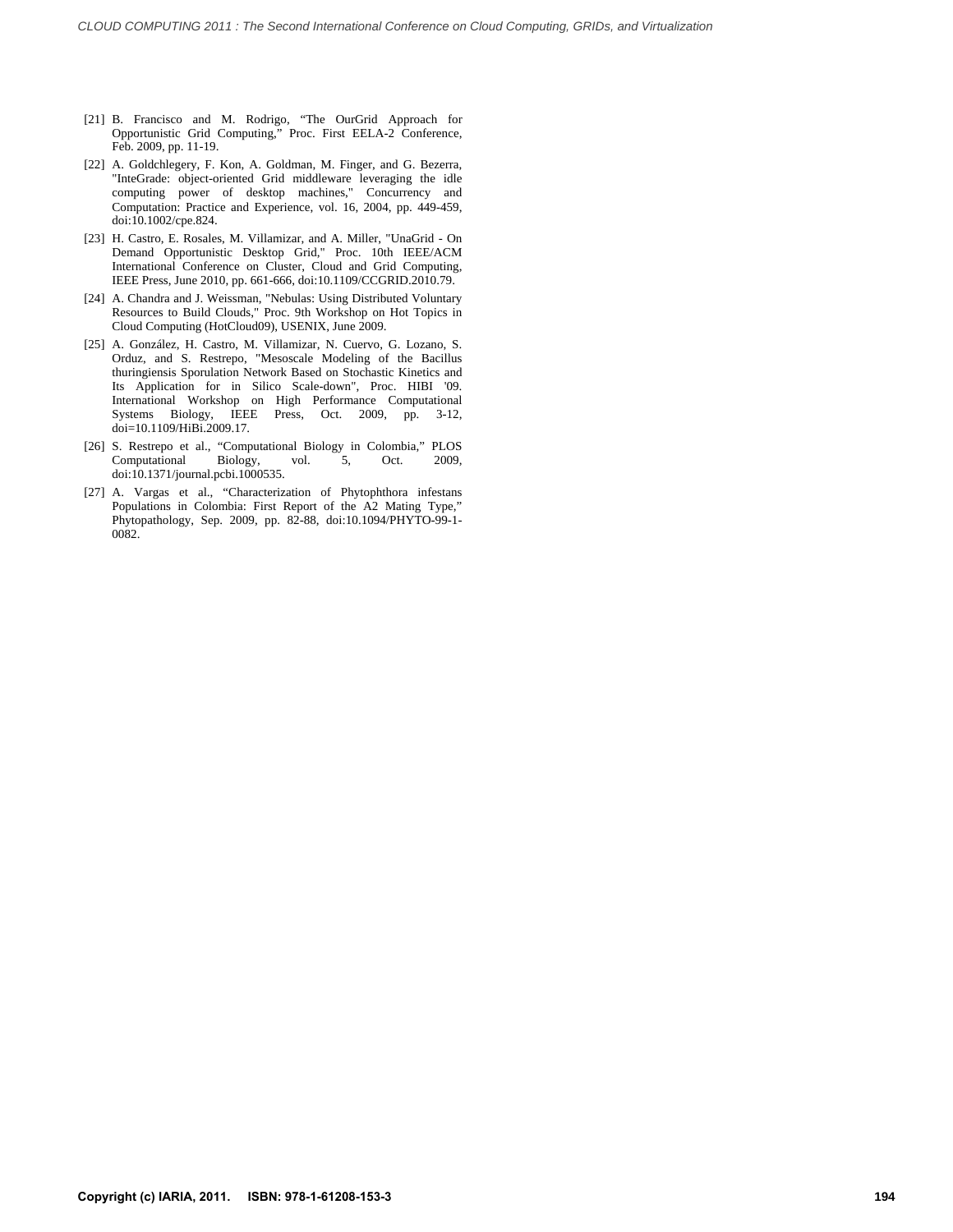[21] B. Francisco and M. Rodrigo, "The OurGrid Approach for Opportunistic Grid Computing," Proc. First EELA-2 Conference, Feb. 2009, pp. 11-19.

[22] A. Goldchlegery, F. Kon, A. Goldman, M. Finger, and G. Bezerra, "InteGrade: object-oriented Grid middleware leveraging the idle computing power of desktop machines," Concurrency and Computation: Practice and Experience, vol. 16, 2004, pp. 449-459, doi:10.1002/cpe.824.

[23] H. Castro, E. Rosales, M. Villamizar, and A. Miller, "UnaGrid - On Demand Opportunistic Desktop Grid," Proc. 10th IEEE/ACM International Conference on Cluster, Cloud and Grid Computing, IEEE Press, June 2010, pp. 661-666, doi:10.1109/CCGRID.2010.79.

[24] A. Chandra and J. Weissman, "Nebulas: Using Distributed Voluntary Resources to Build Clouds," Proc. 9th Workshop on Hot Topics in Cloud Computing (HotCloud09), USENIX, June 2009.

[25] A. González, H. Castro, M. Villamizar, N. Cuervo, G. Lozano, S. Orduz, and S. Restrepo, "Mesoscale Modeling of the Bacillus thuringiensis Sporulation Network Based on Stochastic Kinetics and Its Application for in Silico Scale-down", Proc. HIBI '09. International Workshop on High Performance Computational Systems Biology, IEEE Press, Oct. 2009, pp. 3-12, doi=10.1109/HiBi.2009.17.

[26] S. Restrepo et al., "Computational Biology in Colombia," PLOS Computational Biology, vol. 5, Oct. 2009, doi:10.1371/journal.pcbi.1000535.

[27] A. Vargas et al., "Characterization of Phytophthora infestans Populations in Colombia: First Report of the A2 Mating Type," Phytopathology, Sep. 2009, pp. 82-88, doi:10.1094/PHYTO-99-1-0082.